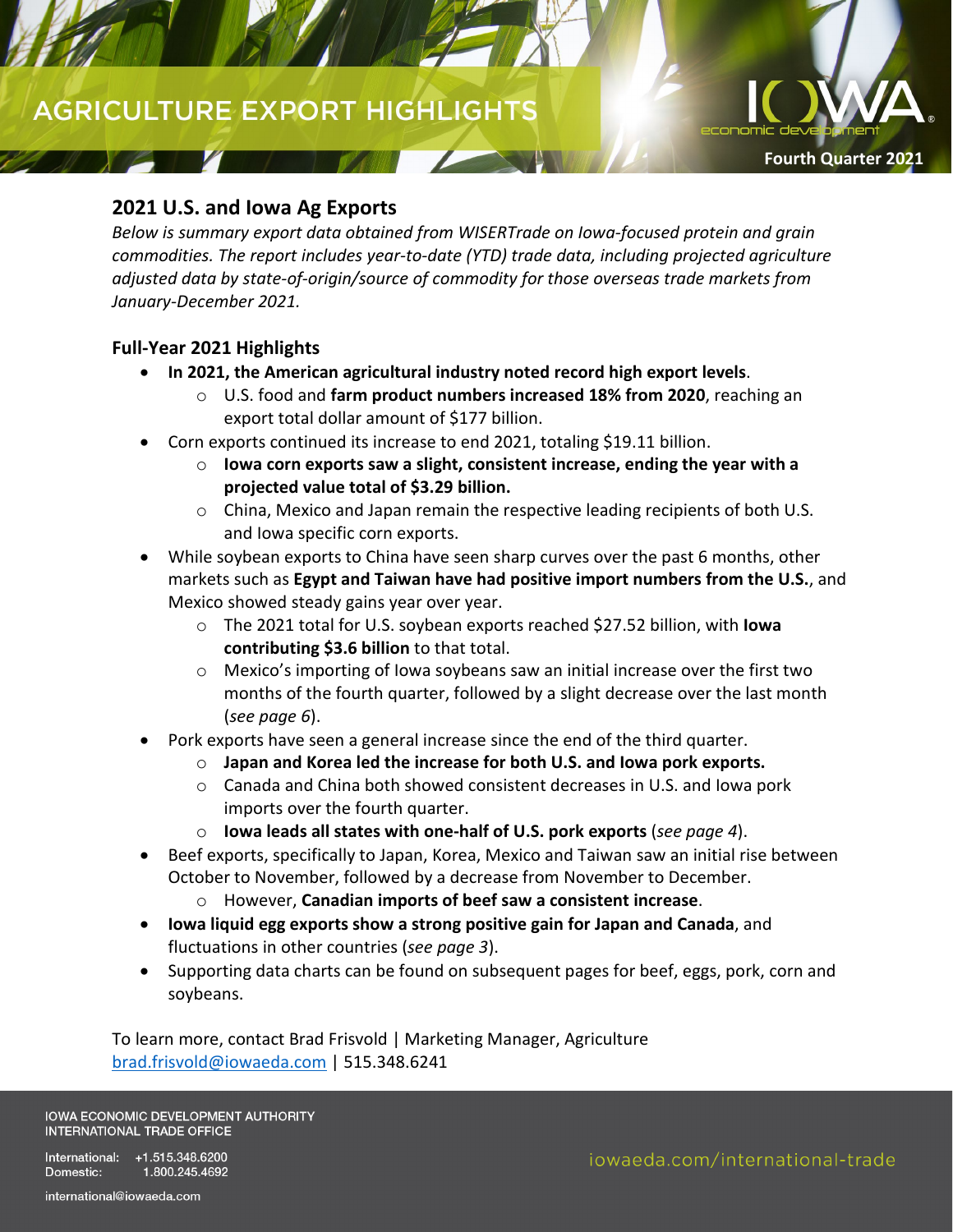# AGRICULTURE EXPORT HIGHLIGHTS

Fourth Quarter 2021

## 2021 U.S. and Iowa Ag Exports

*Below is summary export data obtained from WISERTrade on Iowa-focused protein and grain commodities. The report includes year-to-date (YTD) trade data, including projected agriculture adjusted data by state-of-origin/source of commodity for those overseas trade markets from January-December 2021.*

### Full-Year 2021 Highlights

- **In 2021, the American agricultural industry noted record high export levels**.
  - U.S. food and **farm product numbers increased 18% from 2020**, reaching an export total dollar amount of $177 billion.
- Corn exports continued its increase to end 2021, totaling $19.11 billion.
  - **Iowa corn exports saw a slight, consistent increase, ending the year with a projected value total of $3.29 billion.**
  - China, Mexico and Japan remain the respective leading recipients of both U.S. and Iowa specific corn exports.
- While soybean exports to China have seen sharp curves over the past 6 months, other markets such as **Egypt and Taiwan have had positive import numbers from the U.S.**, and Mexico showed steady gains year over year.
  - The 2021 total for U.S. soybean exports reached $27.52 billion, with **Iowa contributing $3.6 billion** to that total.
  - Mexico's importing of Iowa soybeans saw an initial increase over the first two months of the fourth quarter, followed by a slight decrease over the last month (*see page 6*).
- Pork exports have seen a general increase since the end of the third quarter.
  - **Japan and Korea led the increase for both U.S. and Iowa pork exports.**
  - Canada and China both showed consistent decreases in U.S. and Iowa pork imports over the fourth quarter.
  - **Iowa leads all states with one-half of U.S. pork exports** (*see page 4*).
- Beef exports, specifically to Japan, Korea, Mexico and Taiwan saw an initial rise between October to November, followed by a decrease from November to December.
  - However, **Canadian imports of beef saw a consistent increase**.
- **Iowa liquid egg exports show a strong positive gain for Japan and Canada**, and fluctuations in other countries (*see page 3*).
- Supporting data charts can be found on subsequent pages for beef, eggs, pork, corn and soybeans.

To learn more, contact Brad Frisvold | Marketing Manager, Agriculture
brad.frisvold@iowaeda.com | 515.348.6241

IOWA ECONOMIC DEVELOPMENT AUTHORITY
INTERNATIONAL TRADE OFFICE

International: +1.515.348.6200
Domestic: 1.800.245.4692

international@iowaeda.com

iowaeda.com/international-trade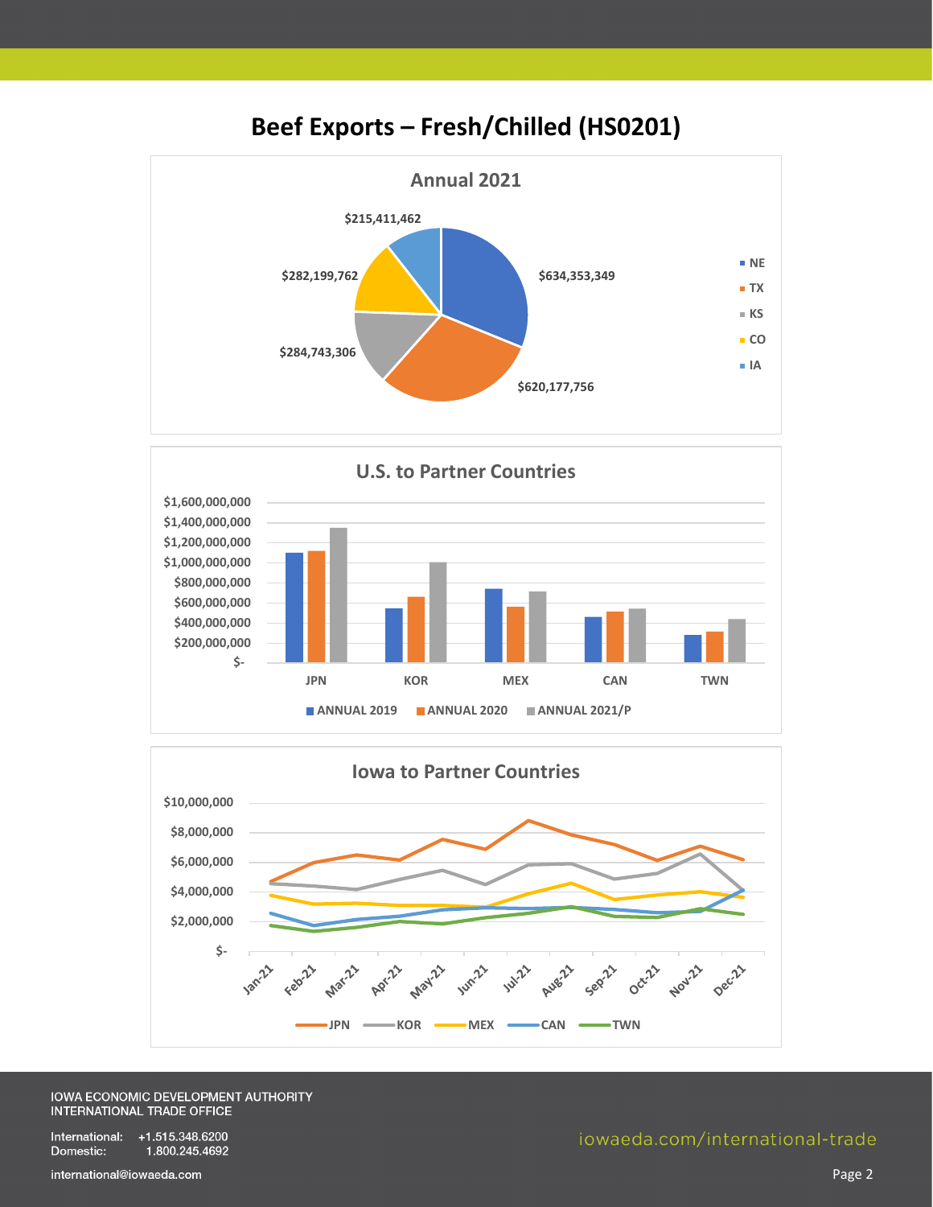# Beef Exports – Fresh/Chilled (HS0201)

## Annual 2021

| State | Value |
|---|---|
| NE | $634,353,349 |
| TX | $620,177,756 |
| KS | $284,743,306 |
| CO | $282,199,762 |
| IA | $215,411,462 |

## U.S. to Partner Countries

JPN, KOR, MEX, CAN, TWN

ANNUAL 2019 · ANNUAL 2020 · ANNUAL 2021/P

## Iowa to Partner Countries

Jan-21 through Dec-21

JPN · KOR · MEX · CAN · TWN

IOWA ECONOMIC DEVELOPMENT AUTHORITY
INTERNATIONAL TRADE OFFICE

International: +1.515.348.6200
Domestic: 1.800.245.4692

international@iowaeda.com

iowaeda.com/international-trade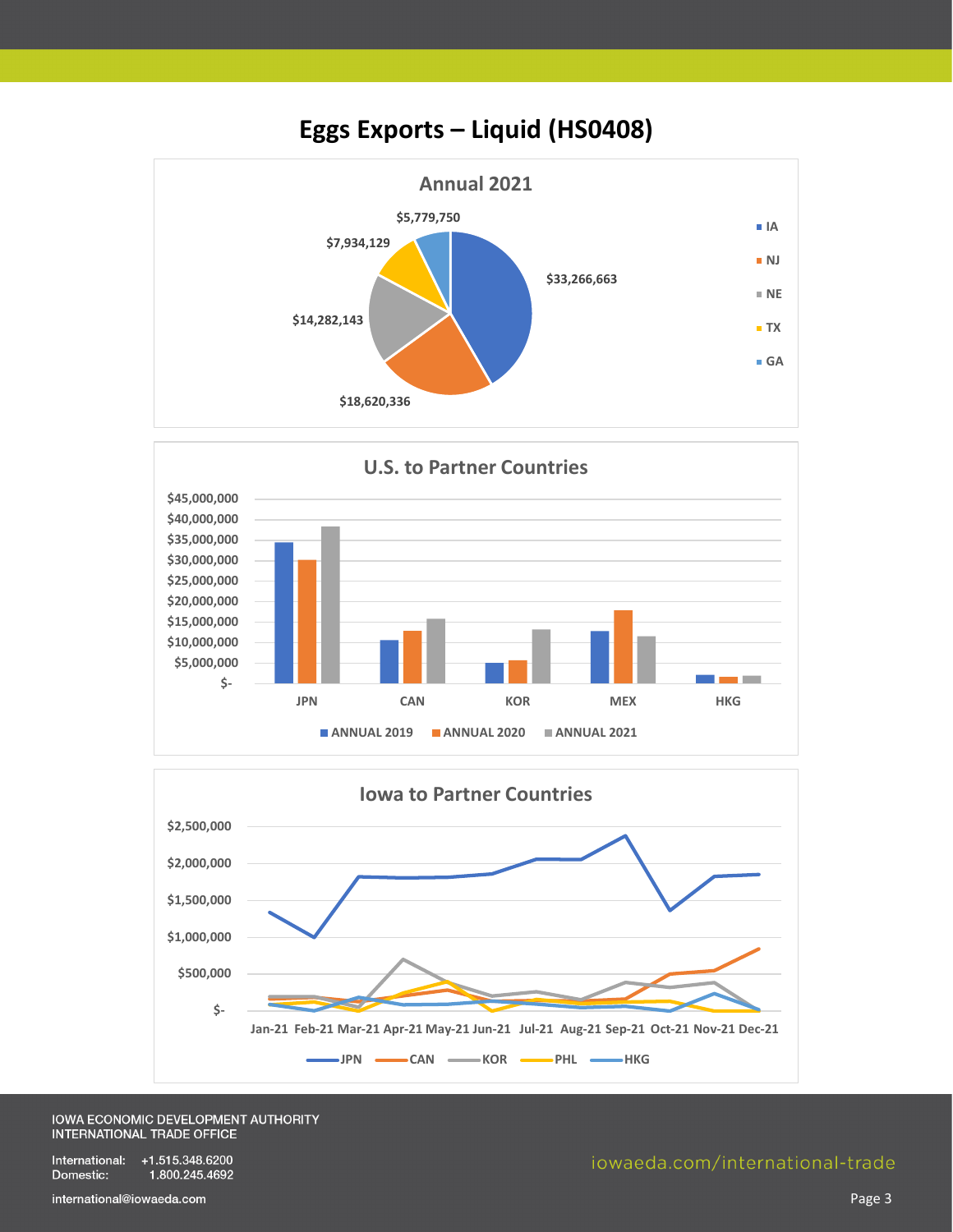# Eggs Exports – Liquid (HS0408)

## Annual 2021

| State | Value |
|---|---|
| IA | $33,266,663 |
| NJ | $18,620,336 |
| NE | $14,282,143 |
| TX | $7,934,129 |
| GA | $5,779,750 |

## U.S. to Partner Countries

$45,000,000 / $40,000,000 / $35,000,000 / $30,000,000 / $25,000,000 / $20,000,000 / $15,000,000 / $10,000,000 / $5,000,000 / $-

JPN CAN KOR MEX HKG

ANNUAL 2019 ANNUAL 2020 ANNUAL 2021

## Iowa to Partner Countries

$2,500,000 / $2,000,000 / $1,500,000 / $1,000,000 / $500,000 / $-

Jan-21 Feb-21 Mar-21 Apr-21 May-21 Jun-21 Jul-21 Aug-21 Sep-21 Oct-21 Nov-21 Dec-21

JPN CAN KOR PHL HKG

IOWA ECONOMIC DEVELOPMENT AUTHORITY
INTERNATIONAL TRADE OFFICE

International: +1.515.348.6200
Domestic: 1.800.245.4692

international@iowaeda.com

iowaeda.com/international-trade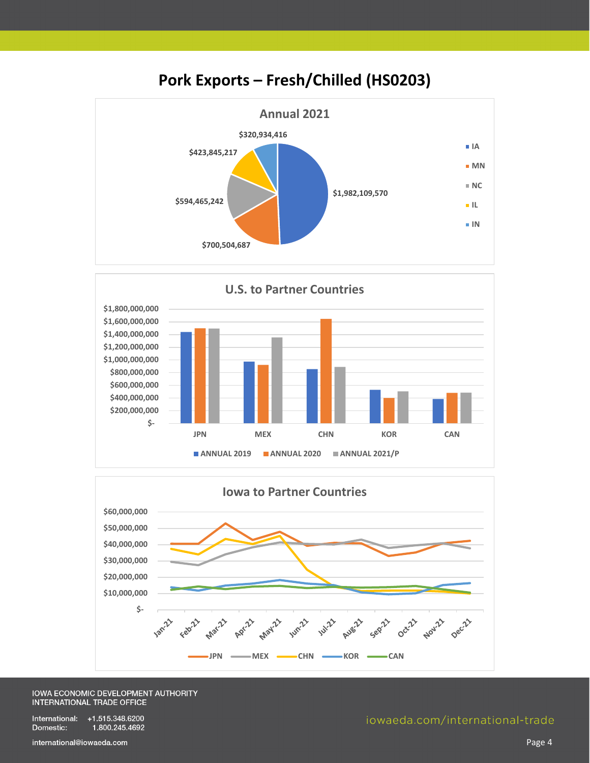# Pork Exports – Fresh/Chilled (HS0203)

## Annual 2021

| State | Value |
| --- | --- |
| IA | $1,982,109,570 |
| MN | $700,504,687 |
| NC | $594,465,242 |
| IL | $423,845,217 |
| IN | $320,934,416 |

## U.S. to Partner Countries

ANNUAL 2019 | ANNUAL 2020 | ANNUAL 2021/P

JPN, MEX, CHN, KOR, CAN

## Iowa to Partner Countries

JPN | MEX | CHN | KOR | CAN

Jan-21 through Dec-21

IOWA ECONOMIC DEVELOPMENT AUTHORITY
INTERNATIONAL TRADE OFFICE

International: +1.515.348.6200
Domestic: 1.800.245.4692

international@iowaeda.com

iowaeda.com/international-trade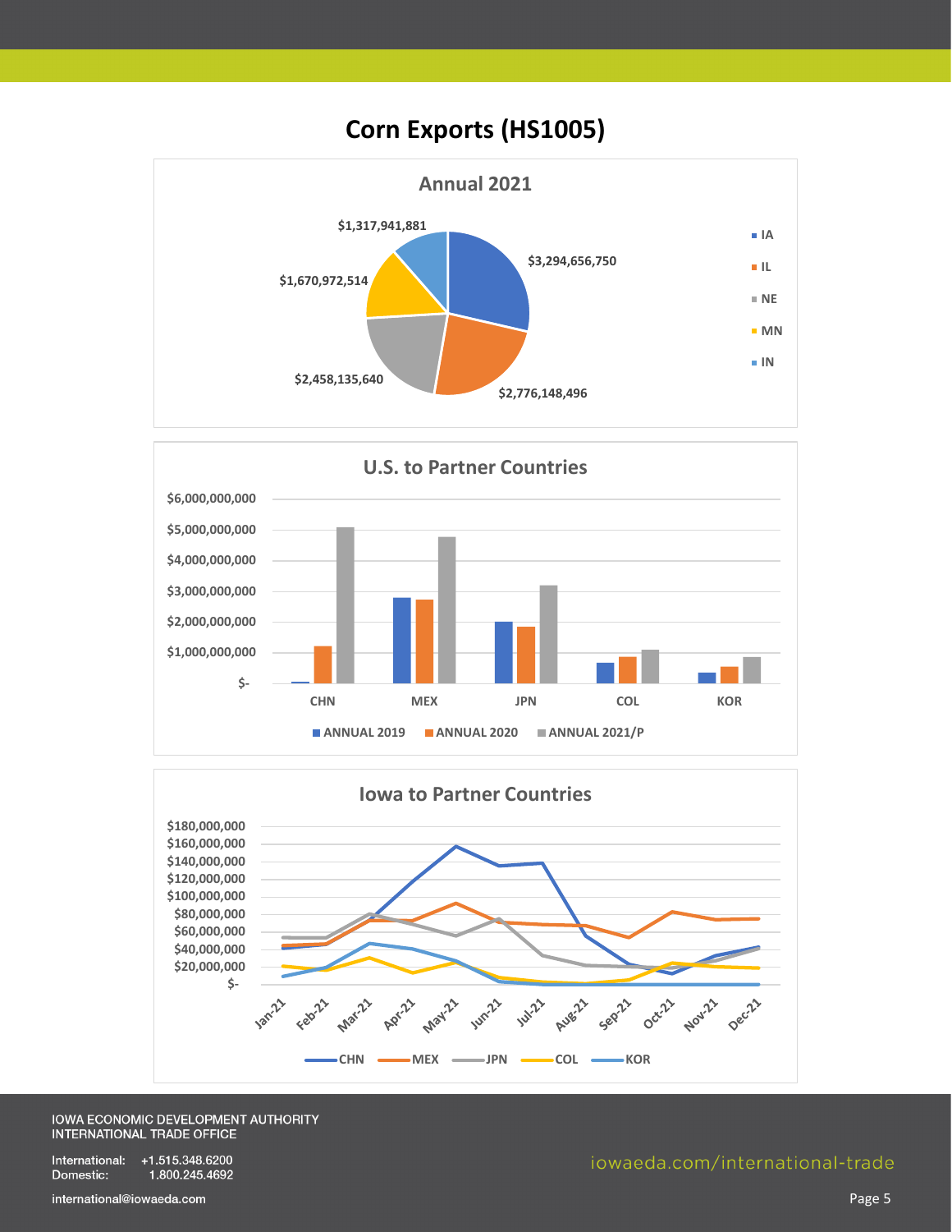# Corn Exports (HS1005)

## Annual 2021

| State | Value |
|---|---|
| IA | $3,294,656,750 |
| IL | $2,776,148,496 |
| NE | $2,458,135,640 |
| MN | $1,670,972,514 |
| IN | $1,317,941,881 |

## U.S. to Partner Countries

ANNUAL 2019 | ANNUAL 2020 | ANNUAL 2021/P

CHN | MEX | JPN | COL | KOR

$6,000,000,000 | $5,000,000,000 | $4,000,000,000 | $3,000,000,000 | $2,000,000,000 | $1,000,000,000 | $-

## Iowa to Partner Countries

CHN | MEX | JPN | COL | KOR

Jan-21 | Feb-21 | Mar-21 | Apr-21 | May-21 | Jun-21 | Jul-21 | Aug-21 | Sep-21 | Oct-21 | Nov-21 | Dec-21

$180,000,000 | $160,000,000 | $140,000,000 | $120,000,000 | $100,000,000 | $80,000,000 | $60,000,000 | $40,000,000 | $20,000,000 | $-

IOWA ECONOMIC DEVELOPMENT AUTHORITY
INTERNATIONAL TRADE OFFICE

International: +1.515.348.6200
Domestic: 1.800.245.4692

international@iowaeda.com

iowaeda.com/international-trade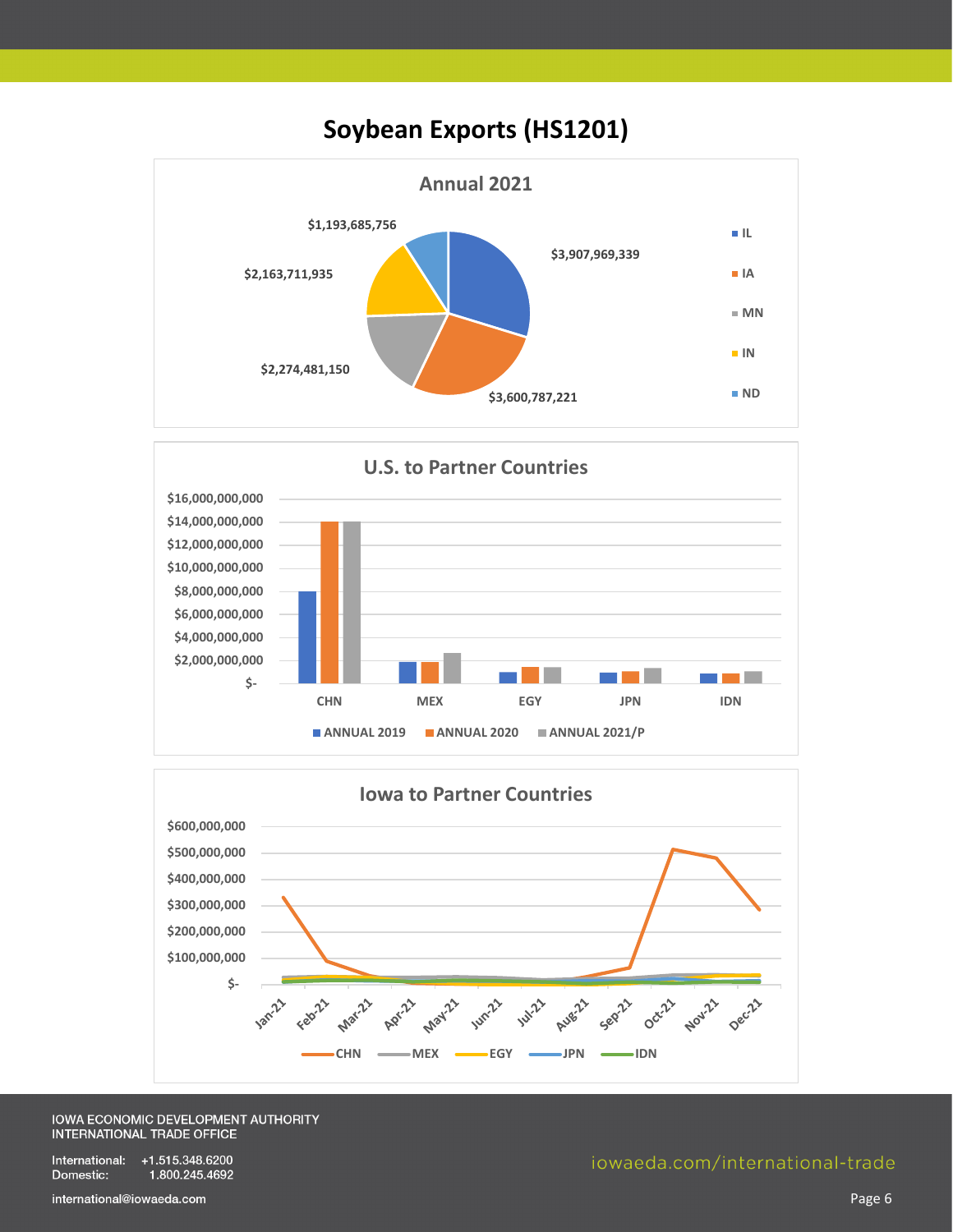# Soybean Exports (HS1201)

**Annual 2021**

$3,907,969,339

$3,600,787,221

$2,274,481,150

$2,163,711,935

$1,193,685,756

IL
IA
MN
IN
ND

**U.S. to Partner Countries**

$16,000,000,000
$14,000,000,000
$12,000,000,000
$10,000,000,000
$8,000,000,000
$6,000,000,000
$4,000,000,000
$2,000,000,000
$-

CHN MEX EGY JPN IDN

ANNUAL 2019 ANNUAL 2020 ANNUAL 2021/P

**Iowa to Partner Countries**

$600,000,000
$500,000,000
$400,000,000
$300,000,000
$200,000,000
$100,000,000
$-

Jan-21 Feb-21 Mar-21 Apr-21 May-21 Jun-21 Jul-21 Aug-21 Sep-21 Oct-21 Nov-21 Dec-21

CHN MEX EGY JPN IDN

IOWA ECONOMIC DEVELOPMENT AUTHORITY
INTERNATIONAL TRADE OFFICE

International: +1.515.348.6200
Domestic: 1.800.245.4692

international@iowaeda.com

iowaeda.com/international-trade